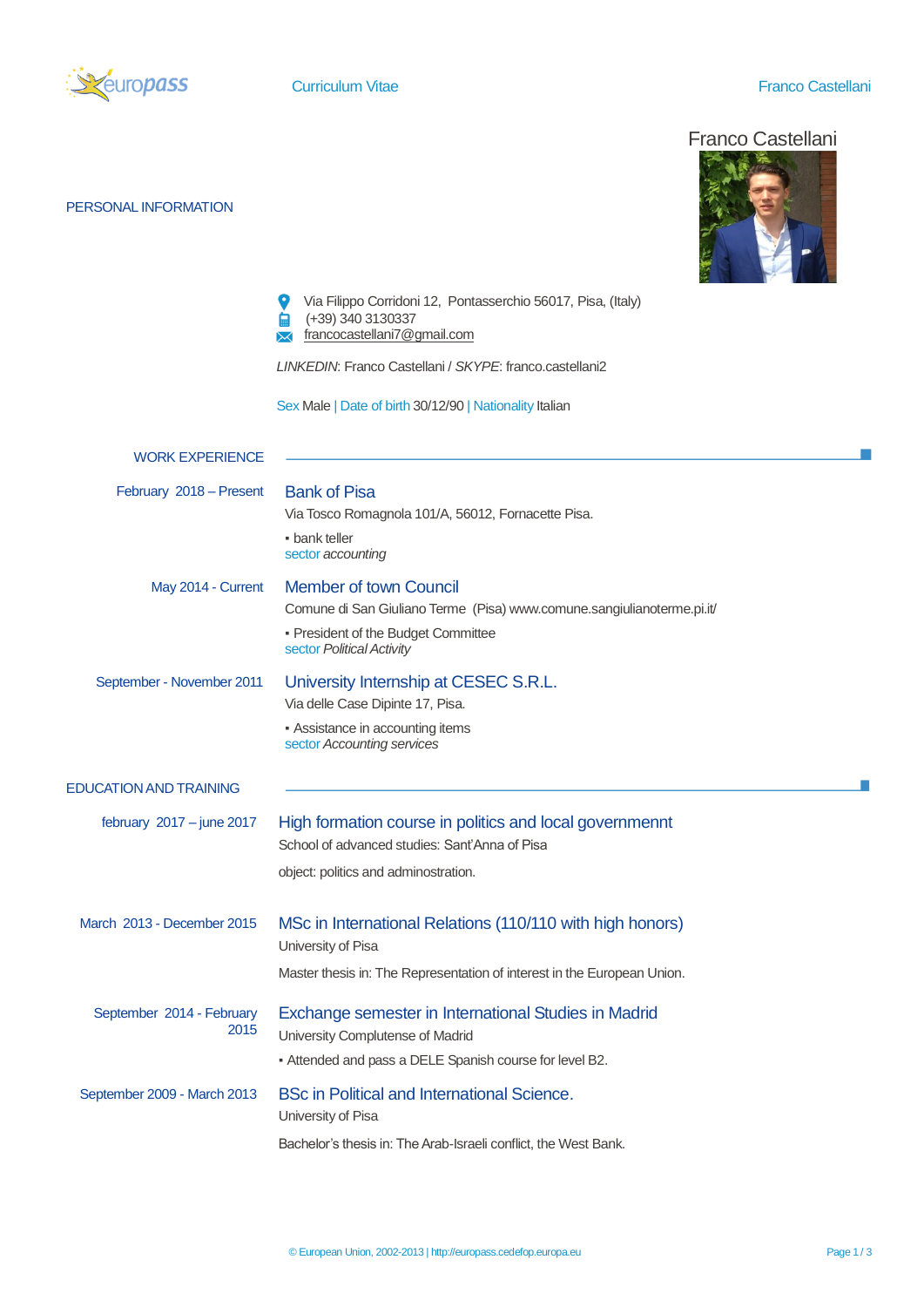# Curriculum Vitae

## Franco Castellani

### PERSONAL INFORMATION

Via Filippo Corridoni 12, Pontasserchio 56017, Pisa, (Italy)
(+39) 340 3130337
francocastellani7@gmail.com

*LINKEDIN*: Franco Castellani / *SKYPE*: franco.castellani2

Sex Male | Date of birth 30/12/90 | Nationality Italian

### WORK EXPERIENCE

**February 2018 – Present**

#### Bank of Pisa

Via Tosco Romagnola 101/A, 56012, Fornacette Pisa.

- bank teller

sector *accounting*

**May 2014 - Current**

#### Member of town Council

Comune di San Giuliano Terme (Pisa) www.comune.sangiulianoterme.pi.it/

- President of the Budget Committee

sector *Political Activity*

**September - November 2011**

#### University Internship at CESEC S.R.L.

Via delle Case Dipinte 17, Pisa.

- Assistance in accounting items

sector *Accounting services*

### EDUCATION AND TRAINING

**february 2017 – june 2017**

#### High formation course in politics and local governmennt

School of advanced studies: Sant'Anna of Pisa

object: politics and adminostration.

**March 2013 - December 2015**

#### MSc in International Relations (110/110 with high honors)

University of Pisa

Master thesis in: The Representation of interest in the European Union.

**September 2014 - February 2015**

#### Exchange semester in International Studies in Madrid

University Complutense of Madrid

- Attended and pass a DELE Spanish course for level B2.

**September 2009 - March 2013**

#### BSc in Political and International Science.

University of Pisa

Bachelor's thesis in: The Arab-Israeli conflict, the West Bank.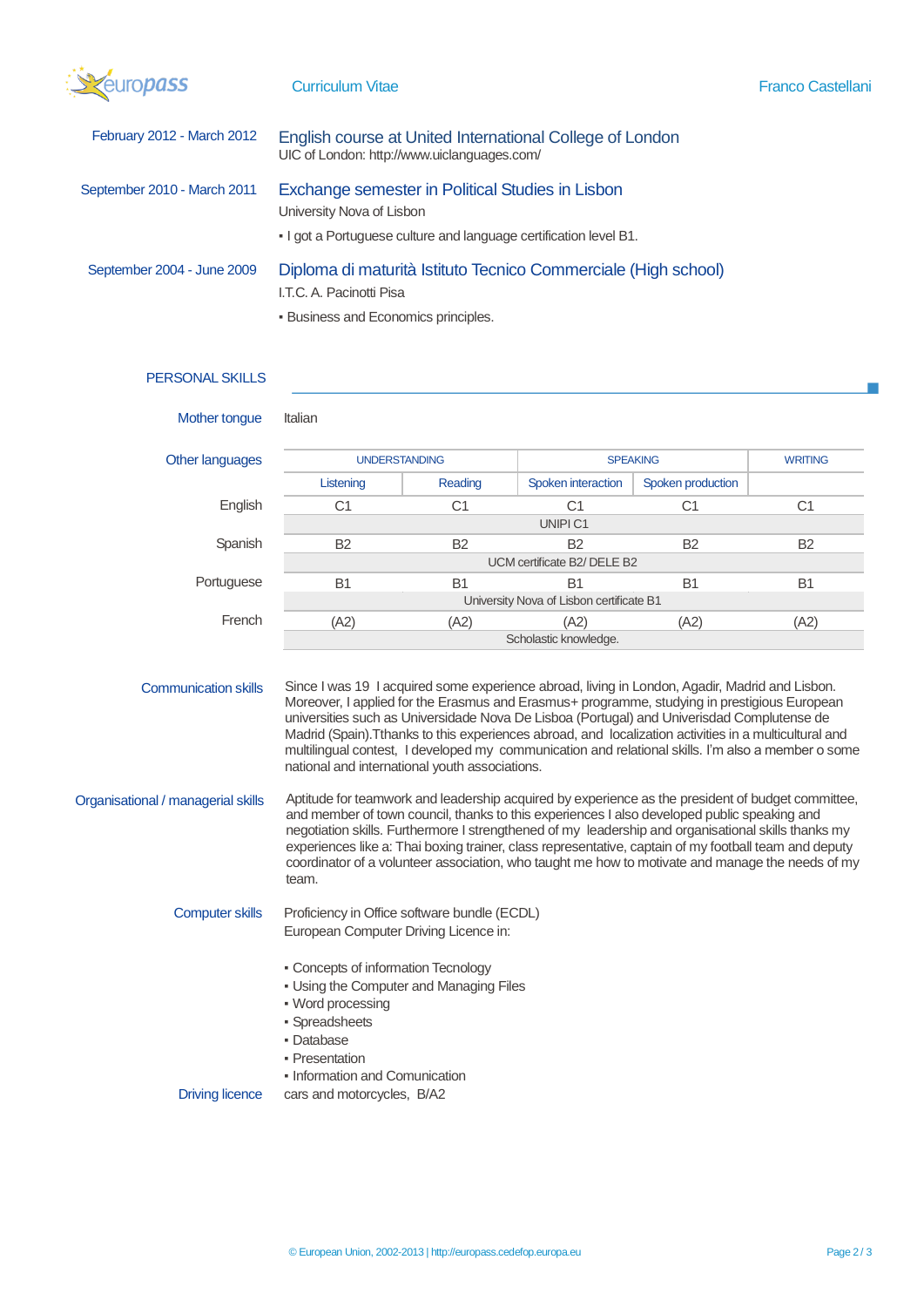February 2012 - March 2012

### English course at United International College of London

UIC of London: http://www.uiclanguages.com/

September 2010 - March 2011

### Exchange semester in Political Studies in Lisbon

University Nova of Lisbon

- I got a Portuguese culture and language certification level B1.

September 2004 - June 2009

### Diploma di maturità Istituto Tecnico Commerciale (High school)

I.T.C. A. Pacinotti Pisa

- Business and Economics principles.

## PERSONAL SKILLS

**Mother tongue**

Italian

**Other languages**

| | UNDERSTANDING | | SPEAKING | | WRITING |
|---|---|---|---|---|---|
| | Listening | Reading | Spoken interaction | Spoken production | |
| English | C1 | C1 | C1 | C1 | C1 |
| | UNIPI C1 | | | | |
| Spanish | B2 | B2 | B2 | B2 | B2 |
| | UCM certificate B2/ DELE B2 | | | | |
| Portuguese | B1 | B1 | B1 | B1 | B1 |
| | University Nova of Lisbon certificate B1 | | | | |
| French | (A2) | (A2) | (A2) | (A2) | (A2) |
| | Scholastic knowledge. | | | | |

**Communication skills**

Since I was 19 I acquired some experience abroad, living in London, Agadir, Madrid and Lisbon. Moreover, I applied for the Erasmus and Erasmus+ programme, studying in prestigious European universities such as Universidade Nova De Lisboa (Portugal) and Univerisdad Complutense de Madrid (Spain).Tthanks to this experiences abroad, and localization activities in a multicultural and multilingual contest, I developed my communication and relational skills. I'm also a member o some national and international youth associations.

**Organisational / managerial skills**

Aptitude for teamwork and leadership acquired by experience as the president of budget committee, and member of town council, thanks to this experiences I also developed public speaking and negotiation skills. Furthermore I strengthened of my leadership and organisational skills thanks my experiences like a: Thai boxing trainer, class representative, captain of my football team and deputy coordinator of a volunteer association, who taught me how to motivate and manage the needs of my team.

**Computer skills**

Proficiency in Office software bundle (ECDL)
European Computer Driving Licence in:

- Concepts of information Tecnology
- Using the Computer and Managing Files
- Word processing
- Spreadsheets
- Database
- Presentation
- Information and Comunication

**Driving licence**

cars and motorcycles, B/A2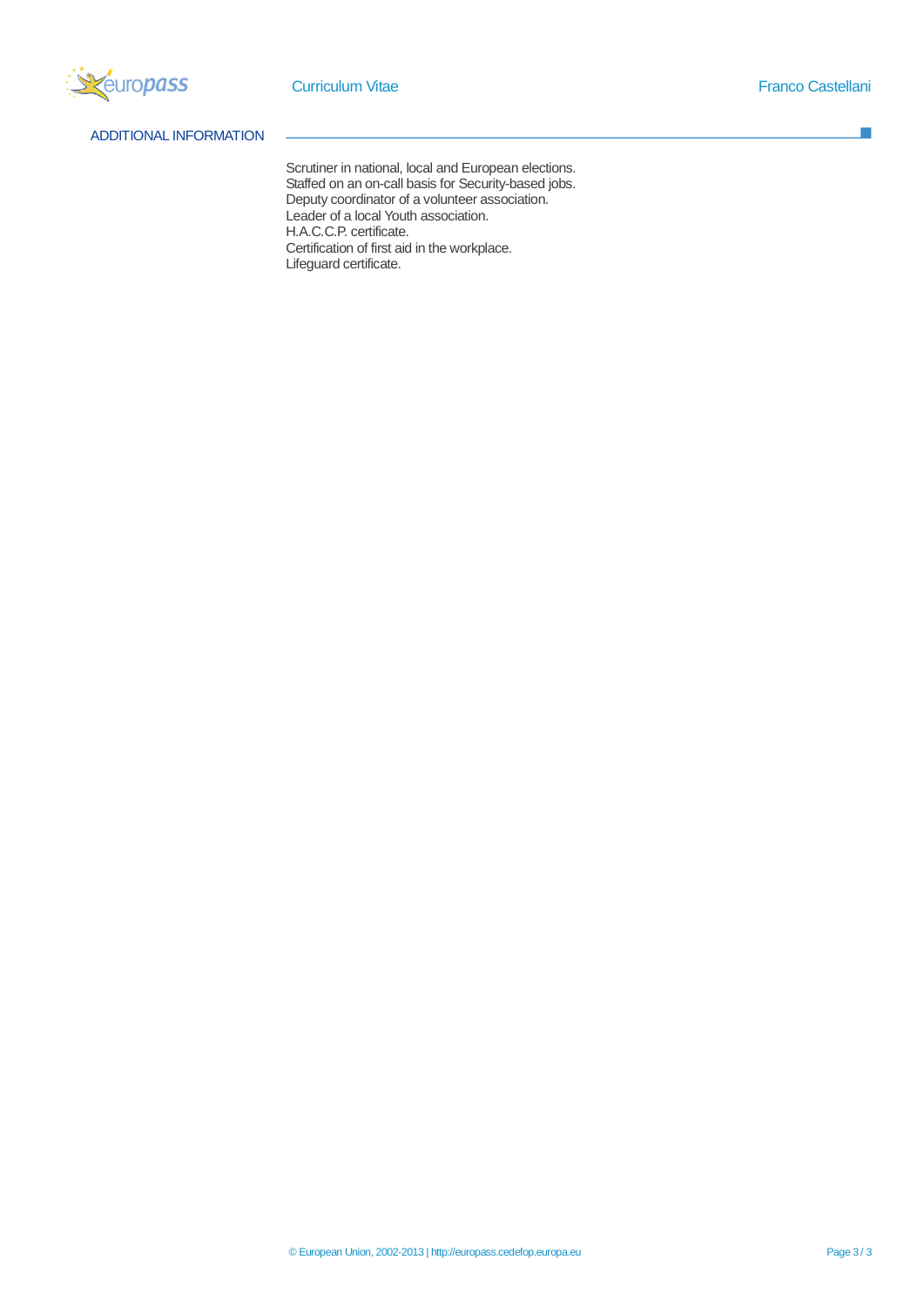## ADDITIONAL INFORMATION

Scrutiner in national, local and European elections.
Staffed on an on-call basis for Security-based jobs.
Deputy coordinator of a volunteer association.
Leader of a local Youth association.
H.A.C.C.P. certificate.
Certification of first aid in the workplace.
Lifeguard certificate.